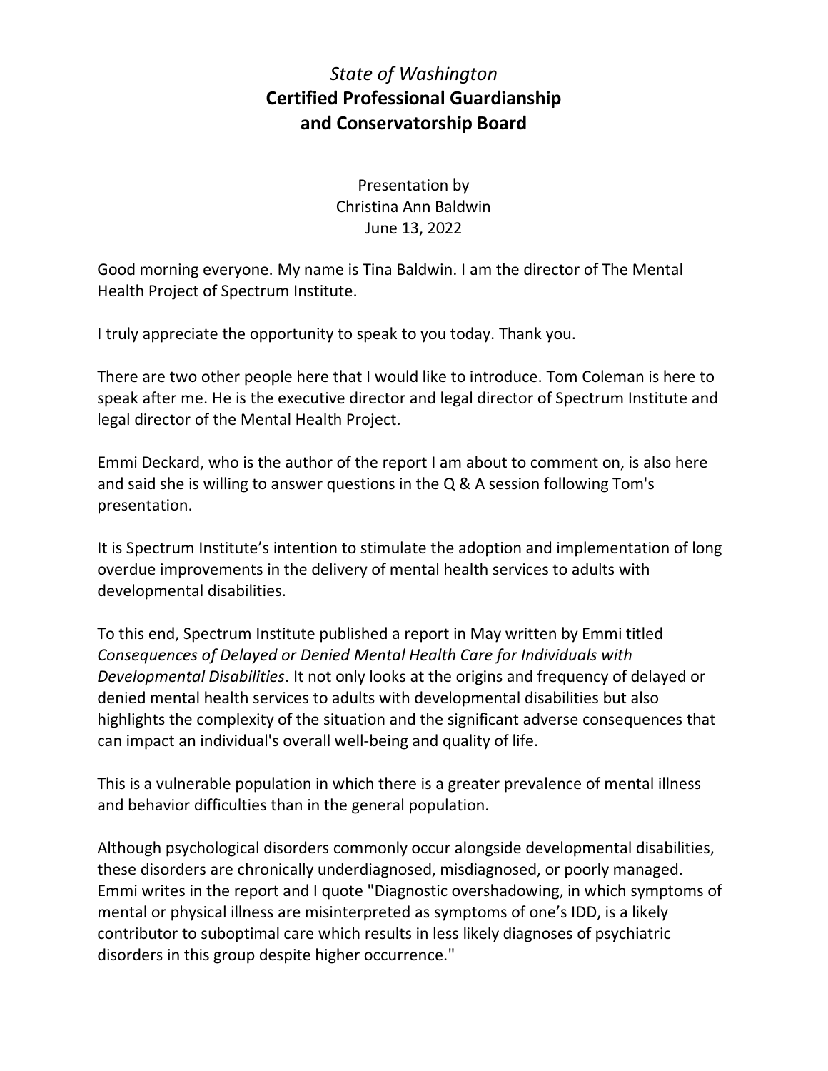*State of Washington*

# Certified Professional Guardianship and Conservatorship Board

Presentation by
Christina Ann Baldwin
June 13, 2022

Good morning everyone. My name is Tina Baldwin. I am the director of The Mental Health Project of Spectrum Institute.

I truly appreciate the opportunity to speak to you today. Thank you.

There are two other people here that I would like to introduce. Tom Coleman is here to speak after me. He is the executive director and legal director of Spectrum Institute and legal director of the Mental Health Project.

Emmi Deckard, who is the author of the report I am about to comment on, is also here and said she is willing to answer questions in the Q & A session following Tom's presentation.

It is Spectrum Institute's intention to stimulate the adoption and implementation of long overdue improvements in the delivery of mental health services to adults with developmental disabilities.

To this end, Spectrum Institute published a report in May written by Emmi titled *Consequences of Delayed or Denied Mental Health Care for Individuals with Developmental Disabilities*. It not only looks at the origins and frequency of delayed or denied mental health services to adults with developmental disabilities but also highlights the complexity of the situation and the significant adverse consequences that can impact an individual's overall well-being and quality of life.

This is a vulnerable population in which there is a greater prevalence of mental illness and behavior difficulties than in the general population.

Although psychological disorders commonly occur alongside developmental disabilities, these disorders are chronically underdiagnosed, misdiagnosed, or poorly managed. Emmi writes in the report and I quote "Diagnostic overshadowing, in which symptoms of mental or physical illness are misinterpreted as symptoms of one's IDD, is a likely contributor to suboptimal care which results in less likely diagnoses of psychiatric disorders in this group despite higher occurrence."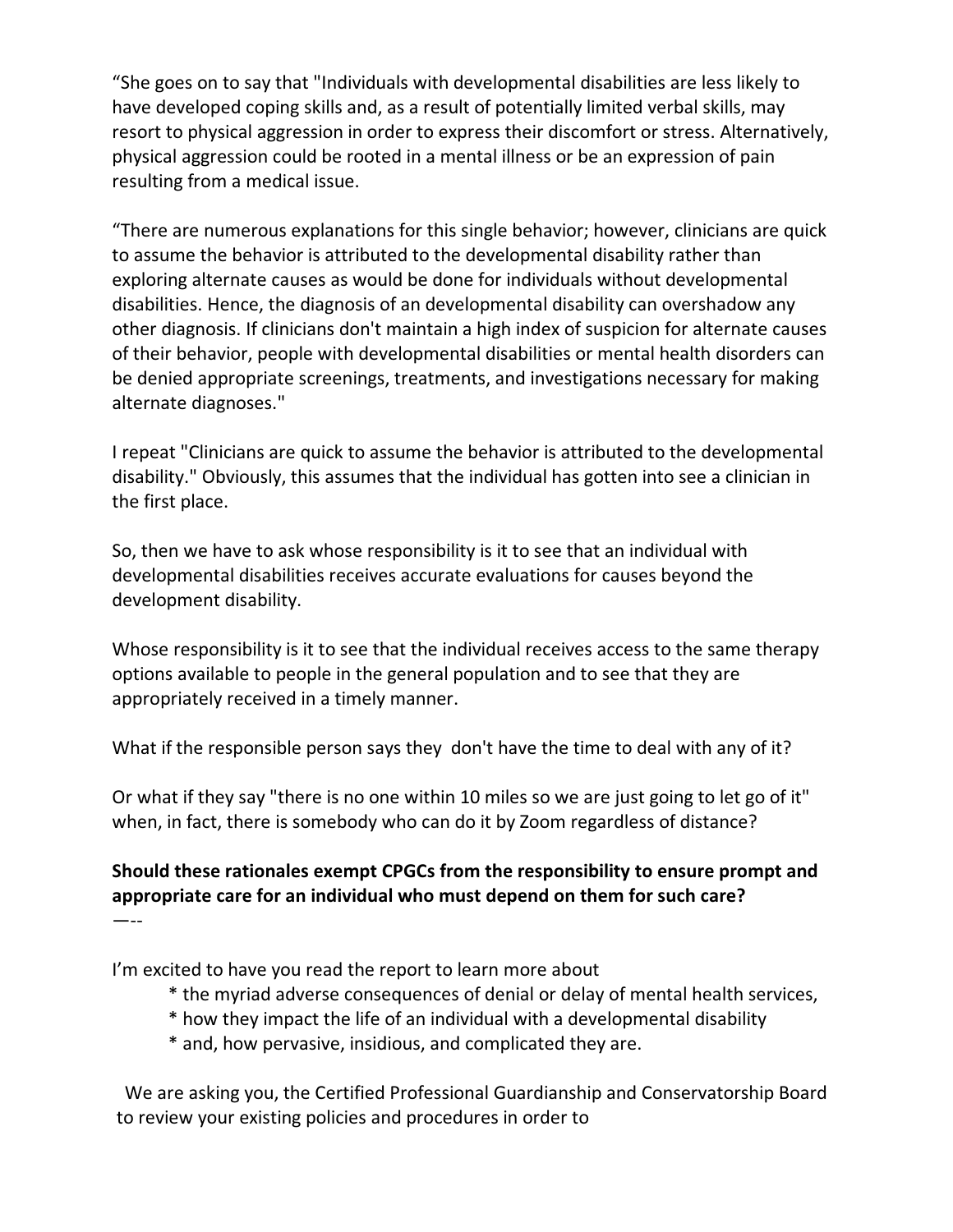“She goes on to say that "Individuals with developmental disabilities are less likely to have developed coping skills and, as a result of potentially limited verbal skills, may resort to physical aggression in order to express their discomfort or stress. Alternatively, physical aggression could be rooted in a mental illness or be an expression of pain resulting from a medical issue.

“There are numerous explanations for this single behavior; however, clinicians are quick to assume the behavior is attributed to the developmental disability rather than exploring alternate causes as would be done for individuals without developmental disabilities. Hence, the diagnosis of an developmental disability can overshadow any other diagnosis. If clinicians don't maintain a high index of suspicion for alternate causes of their behavior, people with developmental disabilities or mental health disorders can be denied appropriate screenings, treatments, and investigations necessary for making alternate diagnoses."

I repeat "Clinicians are quick to assume the behavior is attributed to the developmental disability." Obviously, this assumes that the individual has gotten into see a clinician in the first place.

So, then we have to ask whose responsibility is it to see that an individual with developmental disabilities receives accurate evaluations for causes beyond the development disability.

Whose responsibility is it to see that the individual receives access to the same therapy options available to people in the general population and to see that they are appropriately received in a timely manner.

What if the responsible person says they don't have the time to deal with any of it?

Or what if they say "there is no one within 10 miles so we are just going to let go of it" when, in fact, there is somebody who can do it by Zoom regardless of distance?

**Should these rationales exempt CPGCs from the responsibility to ensure prompt and appropriate care for an individual who must depend on them for such care?**

—--

I’m excited to have you read the report to learn more about

* the myriad adverse consequences of denial or delay of mental health services,
* how they impact the life of an individual with a developmental disability
* and, how pervasive, insidious, and complicated they are.

We are asking you, the Certified Professional Guardianship and Conservatorship Board to review your existing policies and procedures in order to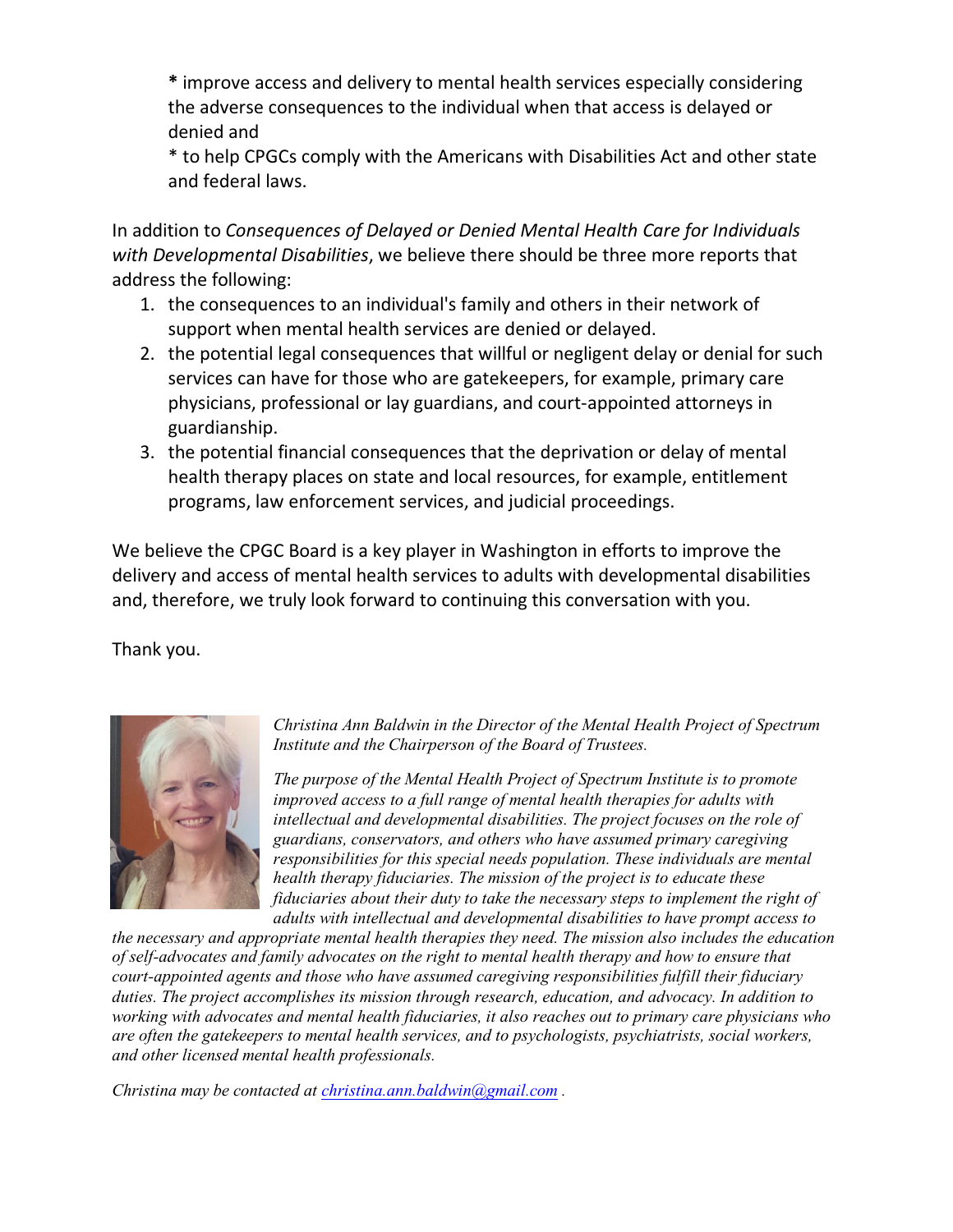* improve access and delivery to mental health services especially considering the adverse consequences to the individual when that access is delayed or denied and

* to help CPGCs comply with the Americans with Disabilities Act and other state and federal laws.

In addition to *Consequences of Delayed or Denied Mental Health Care for Individuals with Developmental Disabilities*, we believe there should be three more reports that address the following:

1. the consequences to an individual's family and others in their network of support when mental health services are denied or delayed.
2. the potential legal consequences that willful or negligent delay or denial for such services can have for those who are gatekeepers, for example, primary care physicians, professional or lay guardians, and court-appointed attorneys in guardianship.
3. the potential financial consequences that the deprivation or delay of mental health therapy places on state and local resources, for example, entitlement programs, law enforcement services, and judicial proceedings.

We believe the CPGC Board is a key player in Washington in efforts to improve the delivery and access of mental health services to adults with developmental disabilities and, therefore, we truly look forward to continuing this conversation with you.

Thank you.

*Christina Ann Baldwin in the Director of the Mental Health Project of Spectrum Institute and the Chairperson of the Board of Trustees.*

*The purpose of the Mental Health Project of Spectrum Institute is to promote improved access to a full range of mental health therapies for adults with intellectual and developmental disabilities. The project focuses on the role of guardians, conservators, and others who have assumed primary caregiving responsibilities for this special needs population. These individuals are mental health therapy fiduciaries. The mission of the project is to educate these fiduciaries about their duty to take the necessary steps to implement the right of adults with intellectual and developmental disabilities to have prompt access to the necessary and appropriate mental health therapies they need. The mission also includes the education of self-advocates and family advocates on the right to mental health therapy and how to ensure that court-appointed agents and those who have assumed caregiving responsibilities fulfill their fiduciary duties. The project accomplishes its mission through research, education, and advocacy. In addition to working with advocates and mental health fiduciaries, it also reaches out to primary care physicians who are often the gatekeepers to mental health services, and to psychologists, psychiatrists, social workers, and other licensed mental health professionals.*

*Christina may be contacted at [christina.ann.baldwin@gmail.com](mailto:christina.ann.baldwin@gmail.com) .*